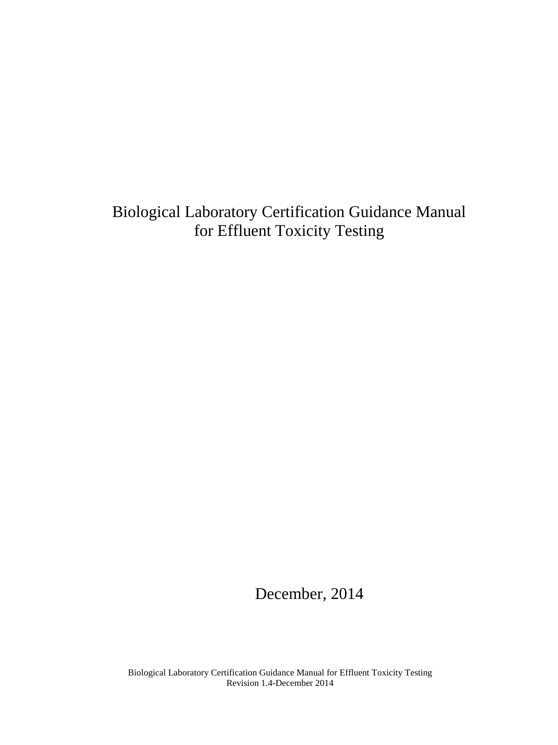# Biological Laboratory Certification Guidance Manual for Effluent Toxicity Testing

December, 2014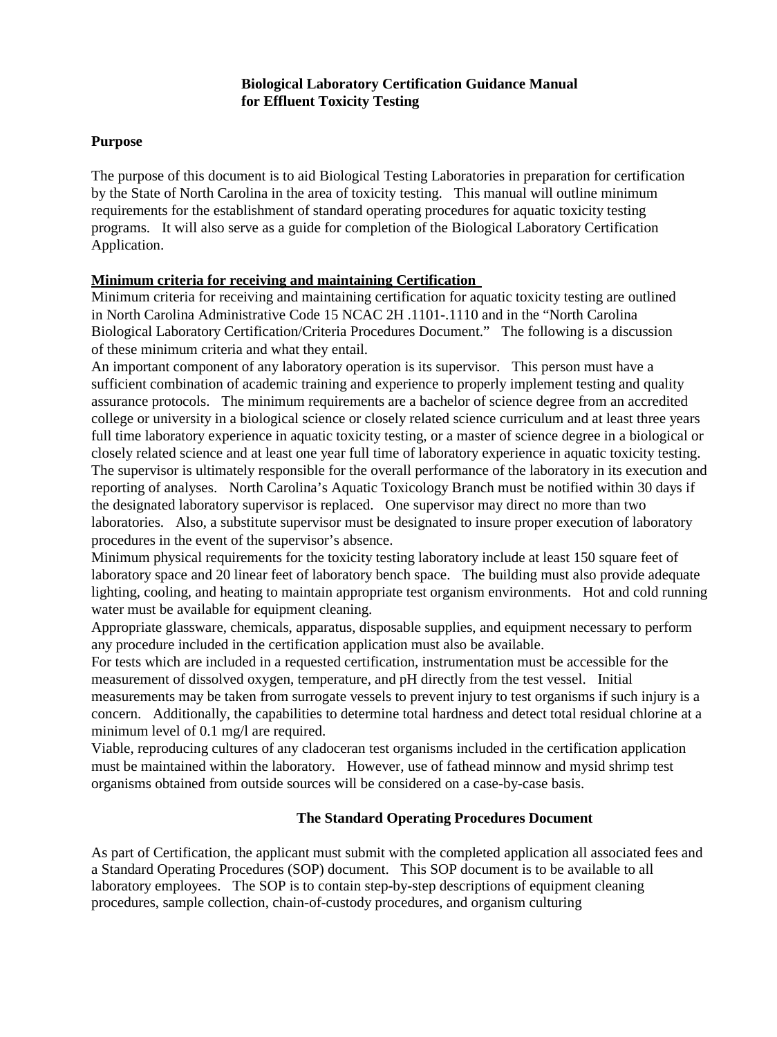# Biological Laboratory Certification Guidance Manual for Effluent Toxicity Testing

## Purpose

The purpose of this document is to aid Biological Testing Laboratories in preparation for certification by the State of North Carolina in the area of toxicity testing. This manual will outline minimum requirements for the establishment of standard operating procedures for aquatic toxicity testing programs. It will also serve as a guide for completion of the Biological Laboratory Certification Application.

## Minimum criteria for receiving and maintaining Certification

Minimum criteria for receiving and maintaining certification for aquatic toxicity testing are outlined in North Carolina Administrative Code 15 NCAC 2H .1101-.1110 and in the "North Carolina Biological Laboratory Certification/Criteria Procedures Document." The following is a discussion of these minimum criteria and what they entail.

An important component of any laboratory operation is its supervisor. This person must have a sufficient combination of academic training and experience to properly implement testing and quality assurance protocols. The minimum requirements are a bachelor of science degree from an accredited college or university in a biological science or closely related science curriculum and at least three years full time laboratory experience in aquatic toxicity testing, or a master of science degree in a biological or closely related science and at least one year full time of laboratory experience in aquatic toxicity testing. The supervisor is ultimately responsible for the overall performance of the laboratory in its execution and reporting of analyses. North Carolina's Aquatic Toxicology Branch must be notified within 30 days if the designated laboratory supervisor is replaced. One supervisor may direct no more than two laboratories. Also, a substitute supervisor must be designated to insure proper execution of laboratory procedures in the event of the supervisor's absence.

Minimum physical requirements for the toxicity testing laboratory include at least 150 square feet of laboratory space and 20 linear feet of laboratory bench space. The building must also provide adequate lighting, cooling, and heating to maintain appropriate test organism environments. Hot and cold running water must be available for equipment cleaning.

Appropriate glassware, chemicals, apparatus, disposable supplies, and equipment necessary to perform any procedure included in the certification application must also be available.

For tests which are included in a requested certification, instrumentation must be accessible for the measurement of dissolved oxygen, temperature, and pH directly from the test vessel. Initial measurements may be taken from surrogate vessels to prevent injury to test organisms if such injury is a concern. Additionally, the capabilities to determine total hardness and detect total residual chlorine at a minimum level of 0.1 mg/l are required.

Viable, reproducing cultures of any cladoceran test organisms included in the certification application must be maintained within the laboratory. However, use of fathead minnow and mysid shrimp test organisms obtained from outside sources will be considered on a case-by-case basis.

## The Standard Operating Procedures Document

As part of Certification, the applicant must submit with the completed application all associated fees and a Standard Operating Procedures (SOP) document. This SOP document is to be available to all laboratory employees. The SOP is to contain step-by-step descriptions of equipment cleaning procedures, sample collection, chain-of-custody procedures, and organism culturing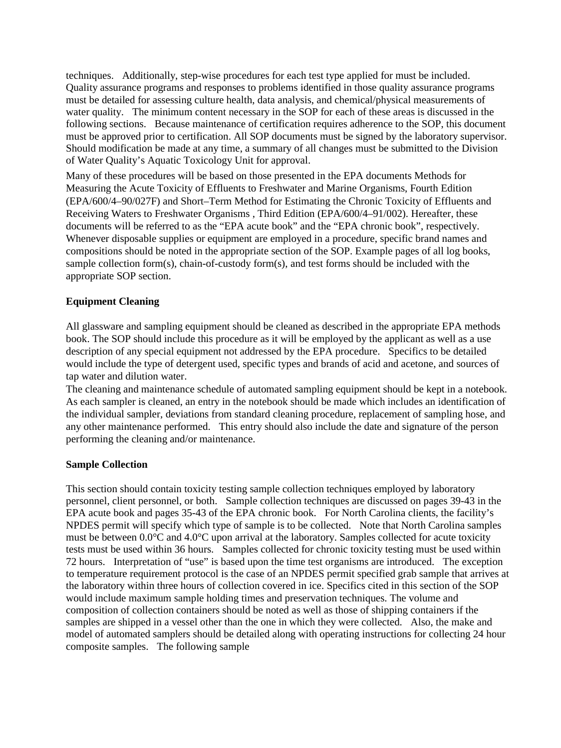techniques. Additionally, step-wise procedures for each test type applied for must be included. Quality assurance programs and responses to problems identified in those quality assurance programs must be detailed for assessing culture health, data analysis, and chemical/physical measurements of water quality. The minimum content necessary in the SOP for each of these areas is discussed in the following sections. Because maintenance of certification requires adherence to the SOP, this document must be approved prior to certification. All SOP documents must be signed by the laboratory supervisor. Should modification be made at any time, a summary of all changes must be submitted to the Division of Water Quality's Aquatic Toxicology Unit for approval.

Many of these procedures will be based on those presented in the EPA documents Methods for Measuring the Acute Toxicity of Effluents to Freshwater and Marine Organisms, Fourth Edition (EPA/600/4–90/027F) and Short–Term Method for Estimating the Chronic Toxicity of Effluents and Receiving Waters to Freshwater Organisms , Third Edition (EPA/600/4–91/002). Hereafter, these documents will be referred to as the "EPA acute book" and the "EPA chronic book", respectively. Whenever disposable supplies or equipment are employed in a procedure, specific brand names and compositions should be noted in the appropriate section of the SOP. Example pages of all log books, sample collection form(s), chain-of-custody form(s), and test forms should be included with the appropriate SOP section.

**Equipment Cleaning**

All glassware and sampling equipment should be cleaned as described in the appropriate EPA methods book. The SOP should include this procedure as it will be employed by the applicant as well as a use description of any special equipment not addressed by the EPA procedure. Specifics to be detailed would include the type of detergent used, specific types and brands of acid and acetone, and sources of tap water and dilution water.

The cleaning and maintenance schedule of automated sampling equipment should be kept in a notebook. As each sampler is cleaned, an entry in the notebook should be made which includes an identification of the individual sampler, deviations from standard cleaning procedure, replacement of sampling hose, and any other maintenance performed. This entry should also include the date and signature of the person performing the cleaning and/or maintenance.

**Sample Collection**

This section should contain toxicity testing sample collection techniques employed by laboratory personnel, client personnel, or both. Sample collection techniques are discussed on pages 39-43 in the EPA acute book and pages 35-43 of the EPA chronic book. For North Carolina clients, the facility's NPDES permit will specify which type of sample is to be collected. Note that North Carolina samples must be between 0.0°C and 4.0°C upon arrival at the laboratory. Samples collected for acute toxicity tests must be used within 36 hours. Samples collected for chronic toxicity testing must be used within 72 hours. Interpretation of "use" is based upon the time test organisms are introduced. The exception to temperature requirement protocol is the case of an NPDES permit specified grab sample that arrives at the laboratory within three hours of collection covered in ice. Specifics cited in this section of the SOP would include maximum sample holding times and preservation techniques. The volume and composition of collection containers should be noted as well as those of shipping containers if the samples are shipped in a vessel other than the one in which they were collected. Also, the make and model of automated samplers should be detailed along with operating instructions for collecting 24 hour composite samples. The following sample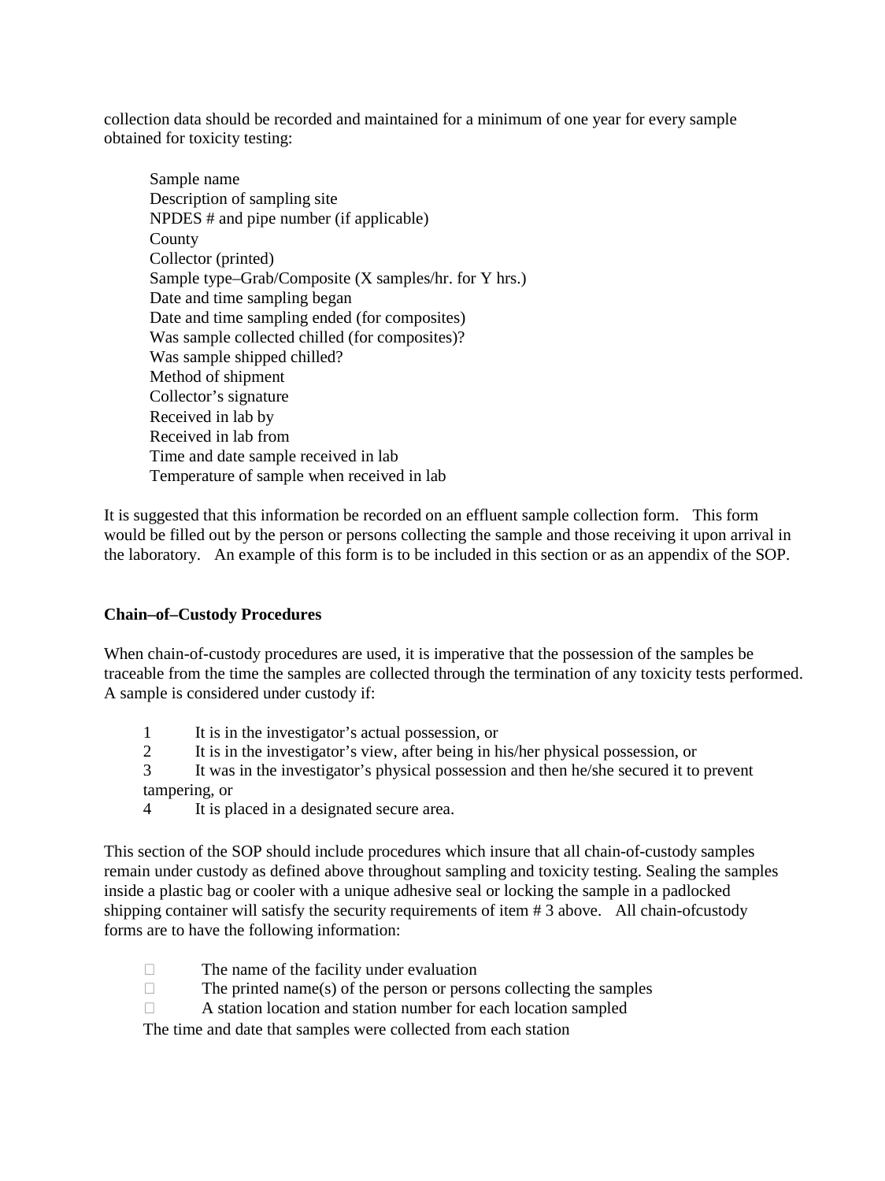collection data should be recorded and maintained for a minimum of one year for every sample obtained for toxicity testing:

Sample name
Description of sampling site
NPDES # and pipe number (if applicable)
County
Collector (printed)
Sample type–Grab/Composite (X samples/hr. for Y hrs.)
Date and time sampling began
Date and time sampling ended (for composites)
Was sample collected chilled (for composites)?
Was sample shipped chilled?
Method of shipment
Collector's signature
Received in lab by
Received in lab from
Time and date sample received in lab
Temperature of sample when received in lab

It is suggested that this information be recorded on an effluent sample collection form. This form would be filled out by the person or persons collecting the sample and those receiving it upon arrival in the laboratory. An example of this form is to be included in this section or as an appendix of the SOP.

**Chain–of–Custody Procedures**

When chain-of-custody procedures are used, it is imperative that the possession of the samples be traceable from the time the samples are collected through the termination of any toxicity tests performed. A sample is considered under custody if:

1. It is in the investigator's actual possession, or
2. It is in the investigator's view, after being in his/her physical possession, or
3. It was in the investigator's physical possession and then he/she secured it to prevent tampering, or
4. It is placed in a designated secure area.

This section of the SOP should include procedures which insure that all chain-of-custody samples remain under custody as defined above throughout sampling and toxicity testing. Sealing the samples inside a plastic bag or cooler with a unique adhesive seal or locking the sample in a padlocked shipping container will satisfy the security requirements of item # 3 above. All chain-ofcustody forms are to have the following information:

- The name of the facility under evaluation
- The printed name(s) of the person or persons collecting the samples
- A station location and station number for each location sampled

The time and date that samples were collected from each station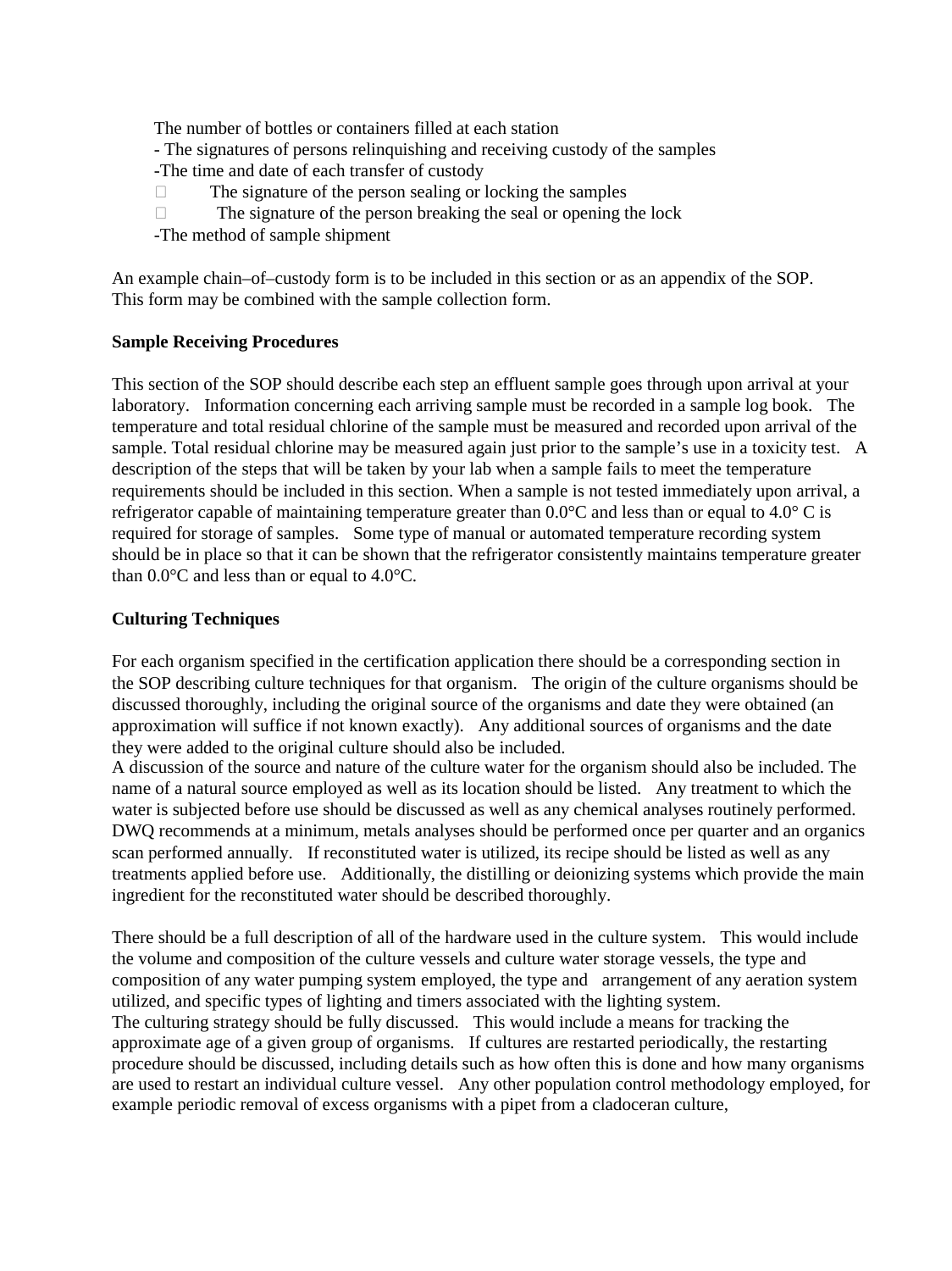The number of bottles or containers filled at each station

- The signatures of persons relinquishing and receiving custody of the samples
- The time and date of each transfer of custody
- The signature of the person sealing or locking the samples
- The signature of the person breaking the seal or opening the lock
- The method of sample shipment

An example chain–of–custody form is to be included in this section or as an appendix of the SOP. This form may be combined with the sample collection form.

**Sample Receiving Procedures**

This section of the SOP should describe each step an effluent sample goes through upon arrival at your laboratory. Information concerning each arriving sample must be recorded in a sample log book. The temperature and total residual chlorine of the sample must be measured and recorded upon arrival of the sample. Total residual chlorine may be measured again just prior to the sample's use in a toxicity test. A description of the steps that will be taken by your lab when a sample fails to meet the temperature requirements should be included in this section. When a sample is not tested immediately upon arrival, a refrigerator capable of maintaining temperature greater than 0.0°C and less than or equal to 4.0° C is required for storage of samples. Some type of manual or automated temperature recording system should be in place so that it can be shown that the refrigerator consistently maintains temperature greater than 0.0°C and less than or equal to 4.0°C.

**Culturing Techniques**

For each organism specified in the certification application there should be a corresponding section in the SOP describing culture techniques for that organism. The origin of the culture organisms should be discussed thoroughly, including the original source of the organisms and date they were obtained (an approximation will suffice if not known exactly). Any additional sources of organisms and the date they were added to the original culture should also be included.
A discussion of the source and nature of the culture water for the organism should also be included. The name of a natural source employed as well as its location should be listed. Any treatment to which the water is subjected before use should be discussed as well as any chemical analyses routinely performed. DWQ recommends at a minimum, metals analyses should be performed once per quarter and an organics scan performed annually. If reconstituted water is utilized, its recipe should be listed as well as any treatments applied before use. Additionally, the distilling or deionizing systems which provide the main ingredient for the reconstituted water should be described thoroughly.

There should be a full description of all of the hardware used in the culture system. This would include the volume and composition of the culture vessels and culture water storage vessels, the type and composition of any water pumping system employed, the type and arrangement of any aeration system utilized, and specific types of lighting and timers associated with the lighting system.
The culturing strategy should be fully discussed. This would include a means for tracking the approximate age of a given group of organisms. If cultures are restarted periodically, the restarting procedure should be discussed, including details such as how often this is done and how many organisms are used to restart an individual culture vessel. Any other population control methodology employed, for example periodic removal of excess organisms with a pipet from a cladoceran culture,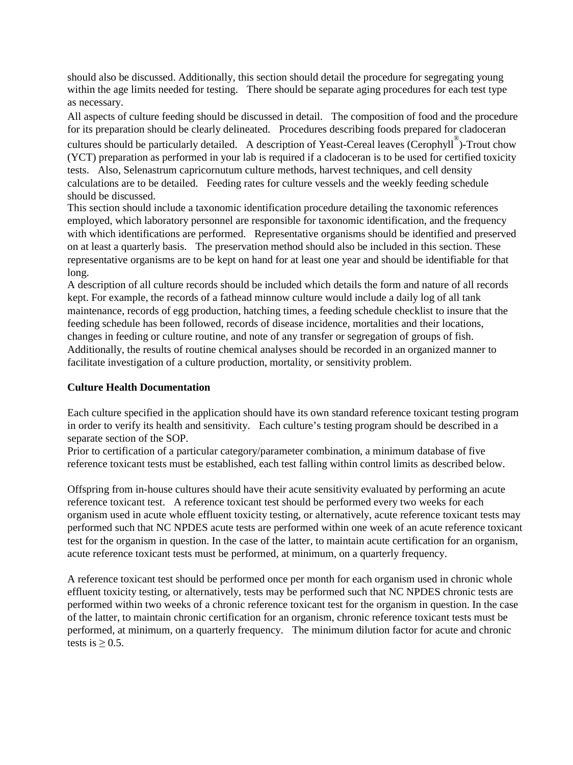should also be discussed. Additionally, this section should detail the procedure for segregating young within the age limits needed for testing. There should be separate aging procedures for each test type as necessary.

All aspects of culture feeding should be discussed in detail. The composition of food and the procedure for its preparation should be clearly delineated. Procedures describing foods prepared for cladoceran cultures should be particularly detailed. A description of Yeast-Cereal leaves (Cerophyll®)-Trout chow (YCT) preparation as performed in your lab is required if a cladoceran is to be used for certified toxicity tests. Also, Selenastrum capricornutum culture methods, harvest techniques, and cell density calculations are to be detailed. Feeding rates for culture vessels and the weekly feeding schedule should be discussed.

This section should include a taxonomic identification procedure detailing the taxonomic references employed, which laboratory personnel are responsible for taxonomic identification, and the frequency with which identifications are performed. Representative organisms should be identified and preserved on at least a quarterly basis. The preservation method should also be included in this section. These representative organisms are to be kept on hand for at least one year and should be identifiable for that long.

A description of all culture records should be included which details the form and nature of all records kept. For example, the records of a fathead minnow culture would include a daily log of all tank maintenance, records of egg production, hatching times, a feeding schedule checklist to insure that the feeding schedule has been followed, records of disease incidence, mortalities and their locations, changes in feeding or culture routine, and note of any transfer or segregation of groups of fish. Additionally, the results of routine chemical analyses should be recorded in an organized manner to facilitate investigation of a culture production, mortality, or sensitivity problem.

**Culture Health Documentation**

Each culture specified in the application should have its own standard reference toxicant testing program in order to verify its health and sensitivity. Each culture's testing program should be described in a separate section of the SOP.

Prior to certification of a particular category/parameter combination, a minimum database of five reference toxicant tests must be established, each test falling within control limits as described below.

Offspring from in-house cultures should have their acute sensitivity evaluated by performing an acute reference toxicant test. A reference toxicant test should be performed every two weeks for each organism used in acute whole effluent toxicity testing, or alternatively, acute reference toxicant tests may performed such that NC NPDES acute tests are performed within one week of an acute reference toxicant test for the organism in question. In the case of the latter, to maintain acute certification for an organism, acute reference toxicant tests must be performed, at minimum, on a quarterly frequency.

A reference toxicant test should be performed once per month for each organism used in chronic whole effluent toxicity testing, or alternatively, tests may be performed such that NC NPDES chronic tests are performed within two weeks of a chronic reference toxicant test for the organism in question. In the case of the latter, to maintain chronic certification for an organism, chronic reference toxicant tests must be performed, at minimum, on a quarterly frequency. The minimum dilution factor for acute and chronic tests is $\geq 0.5$.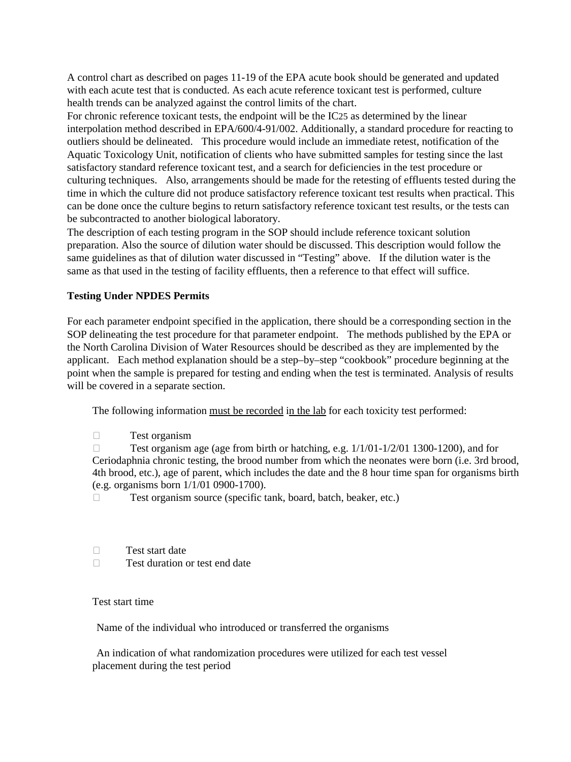A control chart as described on pages 11-19 of the EPA acute book should be generated and updated with each acute test that is conducted. As each acute reference toxicant test is performed, culture health trends can be analyzed against the control limits of the chart.

For chronic reference toxicant tests, the endpoint will be the $IC_{25}$ as determined by the linear interpolation method described in EPA/600/4-91/002. Additionally, a standard procedure for reacting to outliers should be delineated. This procedure would include an immediate retest, notification of the Aquatic Toxicology Unit, notification of clients who have submitted samples for testing since the last satisfactory standard reference toxicant test, and a search for deficiencies in the test procedure or culturing techniques. Also, arrangements should be made for the retesting of effluents tested during the time in which the culture did not produce satisfactory reference toxicant test results when practical. This can be done once the culture begins to return satisfactory reference toxicant test results, or the tests can be subcontracted to another biological laboratory.

The description of each testing program in the SOP should include reference toxicant solution preparation. Also the source of dilution water should be discussed. This description would follow the same guidelines as that of dilution water discussed in "Testing" above. If the dilution water is the same as that used in the testing of facility effluents, then a reference to that effect will suffice.

**Testing Under NPDES Permits**

For each parameter endpoint specified in the application, there should be a corresponding section in the SOP delineating the test procedure for that parameter endpoint. The methods published by the EPA or the North Carolina Division of Water Resources should be described as they are implemented by the applicant. Each method explanation should be a step–by–step "cookbook" procedure beginning at the point when the sample is prepared for testing and ending when the test is terminated. Analysis of results will be covered in a separate section.

The following information <u>must be recorded</u> i<u>n the lab</u> for each toxicity test performed:

- Test organism
- Test organism age (age from birth or hatching, e.g. 1/1/01-1/2/01 1300-1200), and for Ceriodaphnia chronic testing, the brood number from which the neonates were born (i.e. 3rd brood, 4th brood, etc.), age of parent, which includes the date and the 8 hour time span for organisms birth (e.g. organisms born 1/1/01 0900-1700).
- Test organism source (specific tank, board, batch, beaker, etc.)

- Test start date
- Test duration or test end date

Test start time

Name of the individual who introduced or transferred the organisms

An indication of what randomization procedures were utilized for each test vessel placement during the test period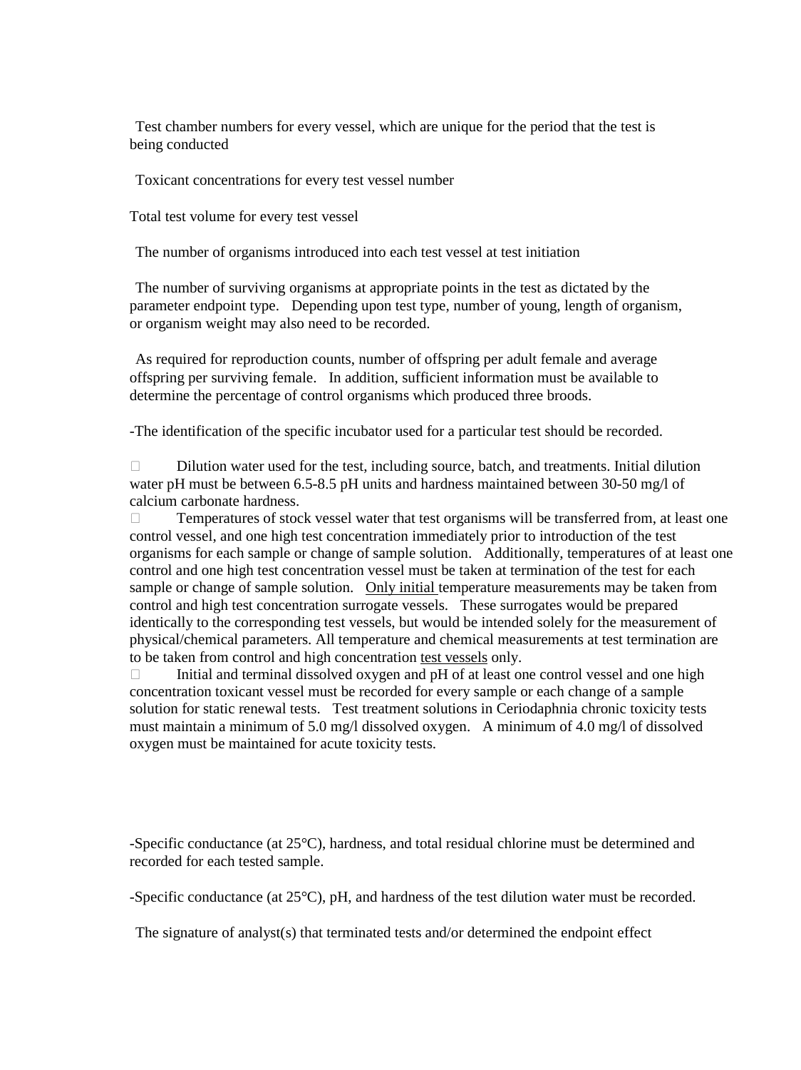Test chamber numbers for every vessel, which are unique for the period that the test is being conducted

Toxicant concentrations for every test vessel number

Total test volume for every test vessel

The number of organisms introduced into each test vessel at test initiation

The number of surviving organisms at appropriate points in the test as dictated by the parameter endpoint type. Depending upon test type, number of young, length of organism, or organism weight may also need to be recorded.

As required for reproduction counts, number of offspring per adult female and average offspring per surviving female. In addition, sufficient information must be available to determine the percentage of control organisms which produced three broods.

-The identification of the specific incubator used for a particular test should be recorded.

- Dilution water used for the test, including source, batch, and treatments. Initial dilution water pH must be between 6.5-8.5 pH units and hardness maintained between 30-50 mg/l of calcium carbonate hardness.
- Temperatures of stock vessel water that test organisms will be transferred from, at least one control vessel, and one high test concentration immediately prior to introduction of the test organisms for each sample or change of sample solution. Additionally, temperatures of at least one control and one high test concentration vessel must be taken at termination of the test for each sample or change of sample solution. <u>Only initial</u> temperature measurements may be taken from control and high test concentration surrogate vessels. These surrogates would be prepared identically to the corresponding test vessels, but would be intended solely for the measurement of physical/chemical parameters. All temperature and chemical measurements at test termination are to be taken from control and high concentration <u>test vessels</u> only.
- Initial and terminal dissolved oxygen and pH of at least one control vessel and one high concentration toxicant vessel must be recorded for every sample or each change of a sample solution for static renewal tests. Test treatment solutions in Ceriodaphnia chronic toxicity tests must maintain a minimum of 5.0 mg/l dissolved oxygen. A minimum of 4.0 mg/l of dissolved oxygen must be maintained for acute toxicity tests.

-Specific conductance (at 25°C), hardness, and total residual chlorine must be determined and recorded for each tested sample.

-Specific conductance (at 25°C), pH, and hardness of the test dilution water must be recorded.

The signature of analyst(s) that terminated tests and/or determined the endpoint effect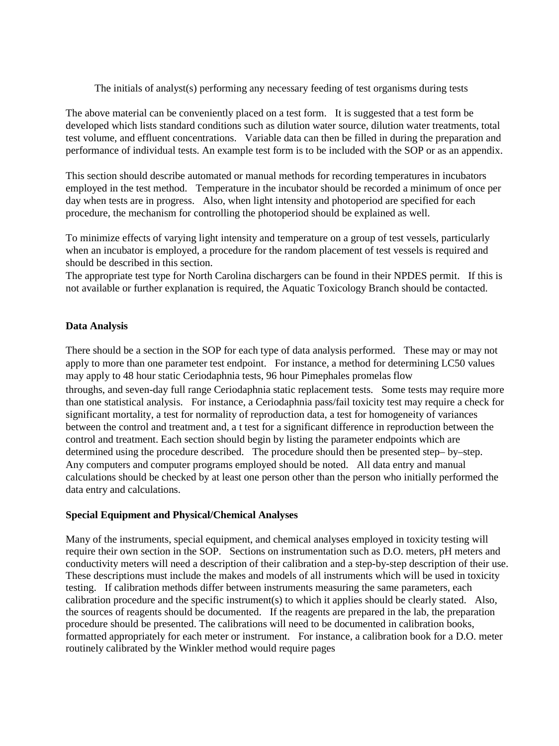The initials of analyst(s) performing any necessary feeding of test organisms during tests

The above material can be conveniently placed on a test form. It is suggested that a test form be developed which lists standard conditions such as dilution water source, dilution water treatments, total test volume, and effluent concentrations. Variable data can then be filled in during the preparation and performance of individual tests. An example test form is to be included with the SOP or as an appendix.

This section should describe automated or manual methods for recording temperatures in incubators employed in the test method. Temperature in the incubator should be recorded a minimum of once per day when tests are in progress. Also, when light intensity and photoperiod are specified for each procedure, the mechanism for controlling the photoperiod should be explained as well.

To minimize effects of varying light intensity and temperature on a group of test vessels, particularly when an incubator is employed, a procedure for the random placement of test vessels is required and should be described in this section.
The appropriate test type for North Carolina dischargers can be found in their NPDES permit. If this is not available or further explanation is required, the Aquatic Toxicology Branch should be contacted.

**Data Analysis**

There should be a section in the SOP for each type of data analysis performed. These may or may not apply to more than one parameter test endpoint. For instance, a method for determining LC50 values may apply to 48 hour static Ceriodaphnia tests, 96 hour Pimephales promelas flow throughs, and seven-day full range Ceriodaphnia static replacement tests. Some tests may require more than one statistical analysis. For instance, a Ceriodaphnia pass/fail toxicity test may require a check for significant mortality, a test for normality of reproduction data, a test for homogeneity of variances between the control and treatment and, a t test for a significant difference in reproduction between the control and treatment. Each section should begin by listing the parameter endpoints which are determined using the procedure described. The procedure should then be presented step– by–step. Any computers and computer programs employed should be noted. All data entry and manual calculations should be checked by at least one person other than the person who initially performed the data entry and calculations.

**Special Equipment and Physical/Chemical Analyses**

Many of the instruments, special equipment, and chemical analyses employed in toxicity testing will require their own section in the SOP. Sections on instrumentation such as D.O. meters, pH meters and conductivity meters will need a description of their calibration and a step-by-step description of their use. These descriptions must include the makes and models of all instruments which will be used in toxicity testing. If calibration methods differ between instruments measuring the same parameters, each calibration procedure and the specific instrument(s) to which it applies should be clearly stated. Also, the sources of reagents should be documented. If the reagents are prepared in the lab, the preparation procedure should be presented. The calibrations will need to be documented in calibration books, formatted appropriately for each meter or instrument. For instance, a calibration book for a D.O. meter routinely calibrated by the Winkler method would require pages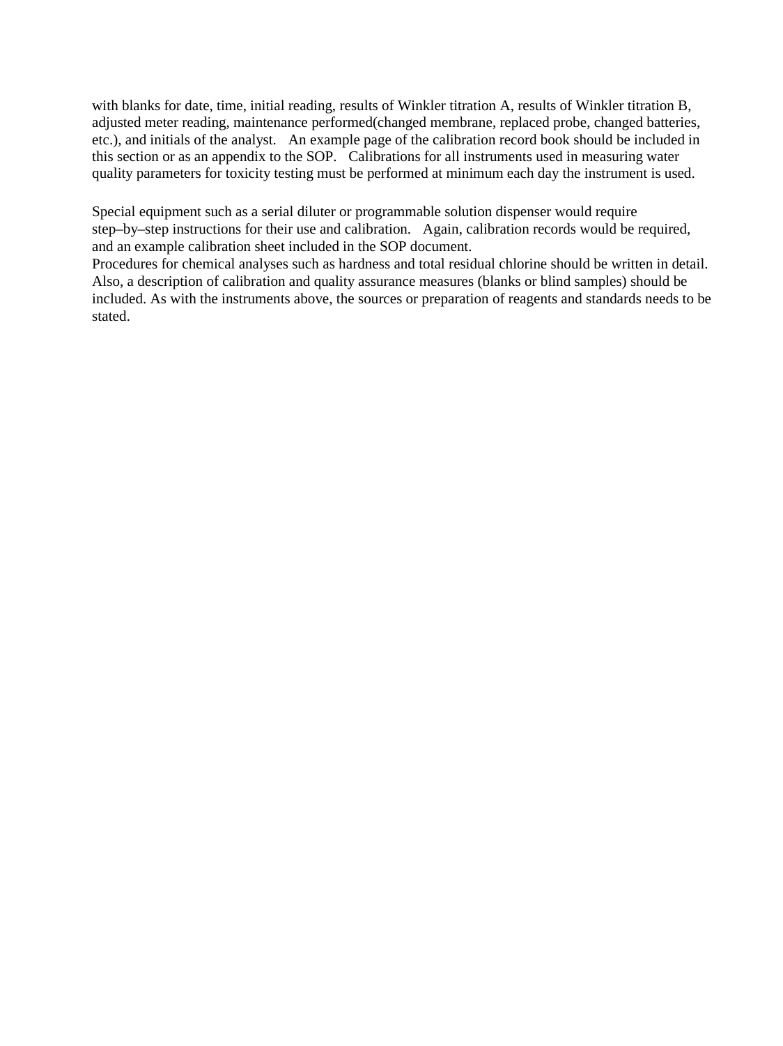with blanks for date, time, initial reading, results of Winkler titration A, results of Winkler titration B, adjusted meter reading, maintenance performed(changed membrane, replaced probe, changed batteries, etc.), and initials of the analyst. An example page of the calibration record book should be included in this section or as an appendix to the SOP. Calibrations for all instruments used in measuring water quality parameters for toxicity testing must be performed at minimum each day the instrument is used.

Special equipment such as a serial diluter or programmable solution dispenser would require step–by–step instructions for their use and calibration. Again, calibration records would be required, and an example calibration sheet included in the SOP document.
Procedures for chemical analyses such as hardness and total residual chlorine should be written in detail. Also, a description of calibration and quality assurance measures (blanks or blind samples) should be included. As with the instruments above, the sources or preparation of reagents and standards needs to be stated.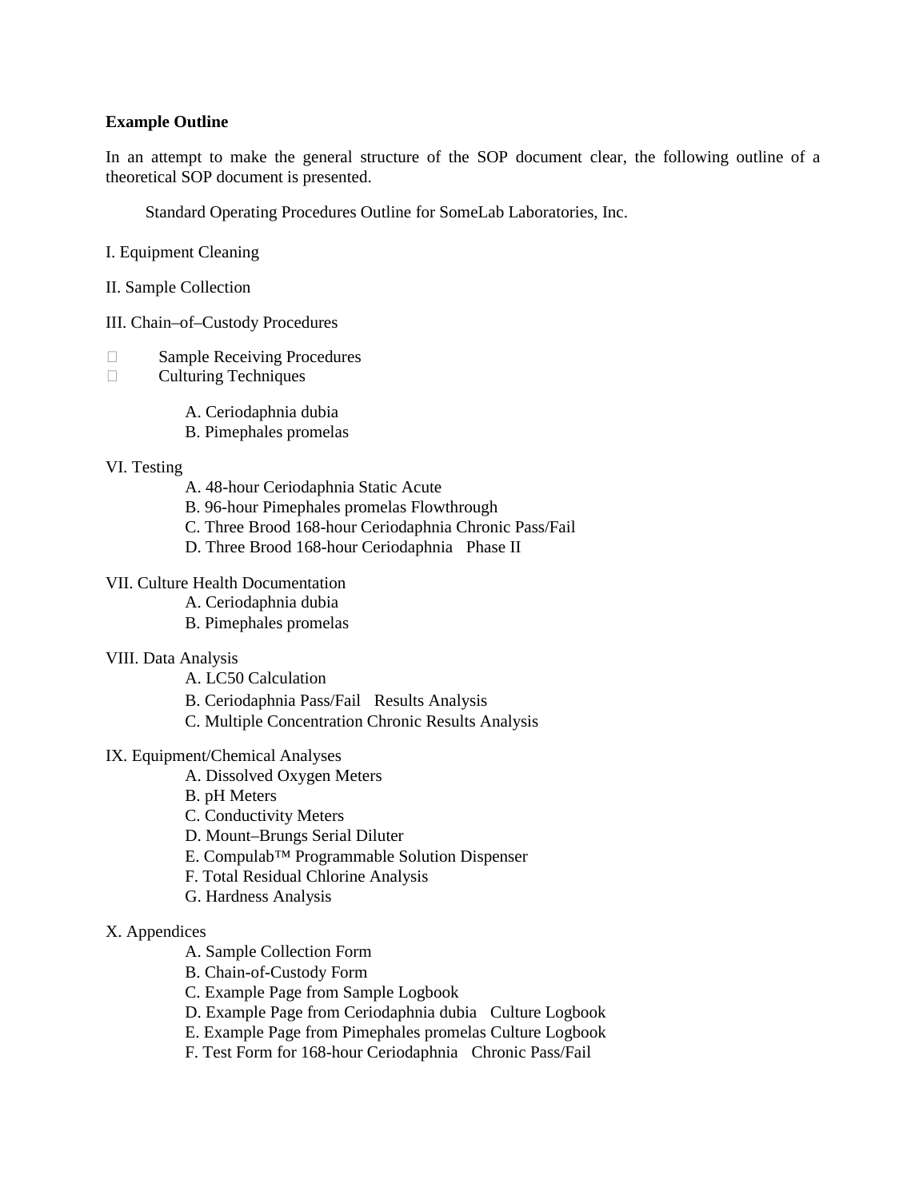**Example Outline**

In an attempt to make the general structure of the SOP document clear, the following outline of a theoretical SOP document is presented.

Standard Operating Procedures Outline for SomeLab Laboratories, Inc.

I. Equipment Cleaning

II. Sample Collection

III. Chain–of–Custody Procedures

- Sample Receiving Procedures
- Culturing Techniques

  A. Ceriodaphnia dubia
  B. Pimephales promelas

VI. Testing
  A. 48-hour Ceriodaphnia Static Acute
  B. 96-hour Pimephales promelas Flowthrough
  C. Three Brood 168-hour Ceriodaphnia Chronic Pass/Fail
  D. Three Brood 168-hour Ceriodaphnia Phase II

VII. Culture Health Documentation
  A. Ceriodaphnia dubia
  B. Pimephales promelas

VIII. Data Analysis
  A. LC50 Calculation
  B. Ceriodaphnia Pass/Fail Results Analysis
  C. Multiple Concentration Chronic Results Analysis

IX. Equipment/Chemical Analyses
  A. Dissolved Oxygen Meters
  B. pH Meters
  C. Conductivity Meters
  D. Mount–Brungs Serial Diluter
  E. Compulab™ Programmable Solution Dispenser
  F. Total Residual Chlorine Analysis
  G. Hardness Analysis

X. Appendices
  A. Sample Collection Form
  B. Chain-of-Custody Form
  C. Example Page from Sample Logbook
  D. Example Page from Ceriodaphnia dubia Culture Logbook
  E. Example Page from Pimephales promelas Culture Logbook
  F. Test Form for 168-hour Ceriodaphnia Chronic Pass/Fail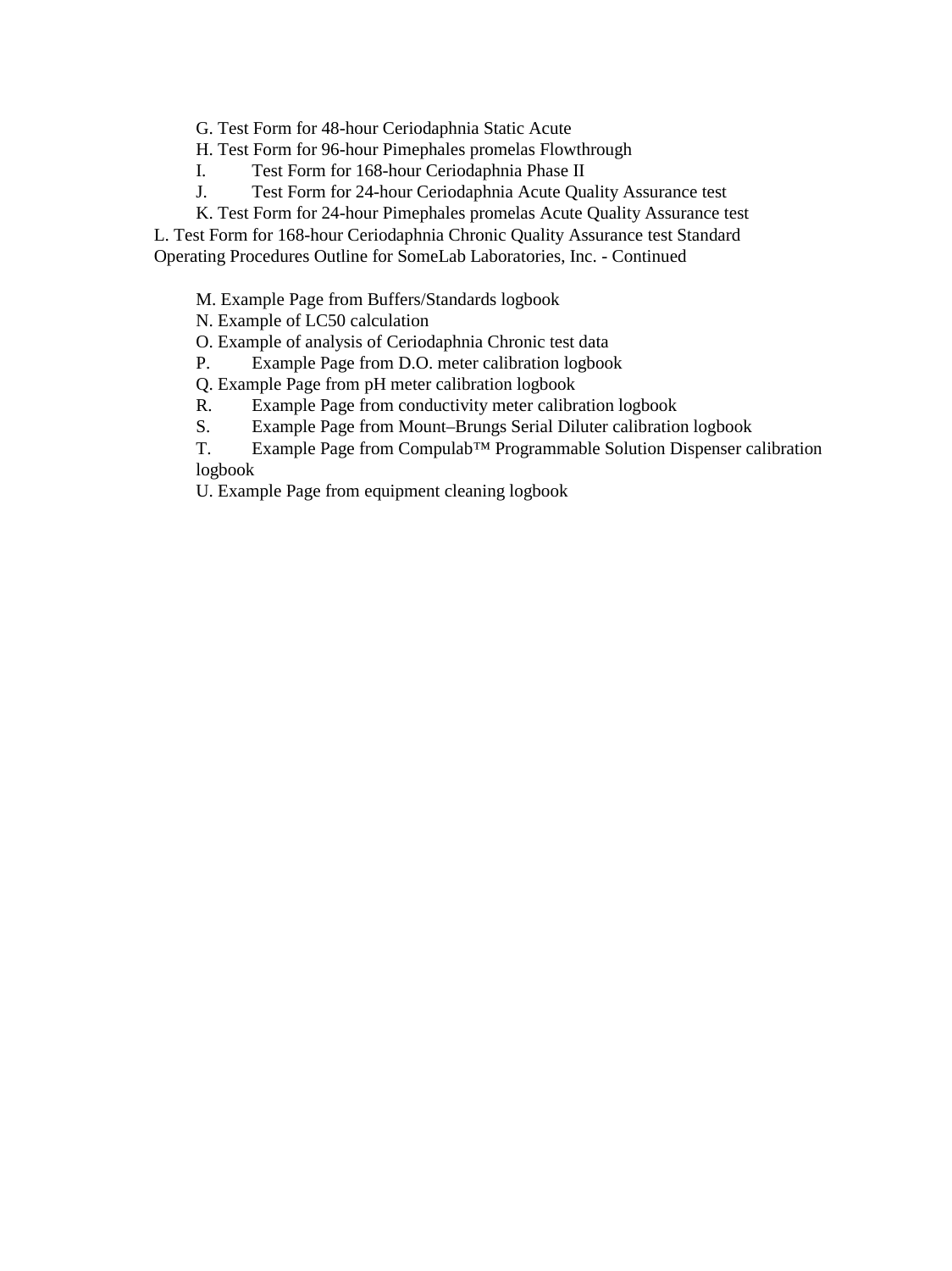G. Test Form for 48-hour Ceriodaphnia Static Acute

H. Test Form for 96-hour Pimephales promelas Flowthrough

I. Test Form for 168-hour Ceriodaphnia Phase II

J. Test Form for 24-hour Ceriodaphnia Acute Quality Assurance test

K. Test Form for 24-hour Pimephales promelas Acute Quality Assurance test

L. Test Form for 168-hour Ceriodaphnia Chronic Quality Assurance test

Standard Operating Procedures Outline for SomeLab Laboratories, Inc. - Continued

M. Example Page from Buffers/Standards logbook

N. Example of LC50 calculation

O. Example of analysis of Ceriodaphnia Chronic test data

P. Example Page from D.O. meter calibration logbook

Q. Example Page from pH meter calibration logbook

R. Example Page from conductivity meter calibration logbook

S. Example Page from Mount–Brungs Serial Diluter calibration logbook

T. Example Page from Compulab™ Programmable Solution Dispenser calibration logbook

U. Example Page from equipment cleaning logbook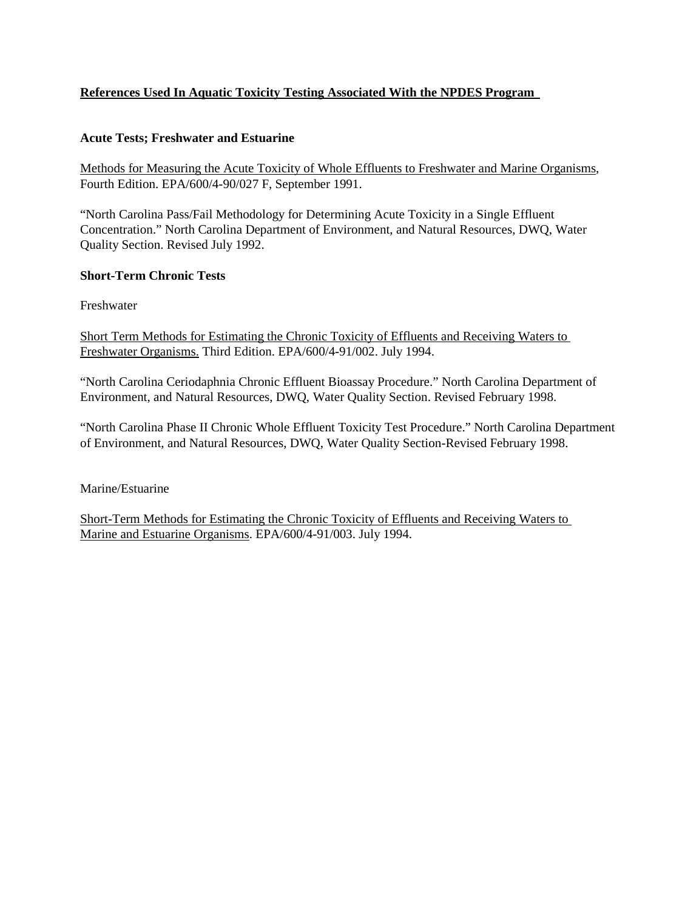## References Used In Aquatic Toxicity Testing Associated With the NPDES Program

### Acute Tests; Freshwater and Estuarine

Methods for Measuring the Acute Toxicity of Whole Effluents to Freshwater and Marine Organisms, Fourth Edition. EPA/600/4-90/027 F, September 1991.

"North Carolina Pass/Fail Methodology for Determining Acute Toxicity in a Single Effluent Concentration." North Carolina Department of Environment, and Natural Resources, DWQ, Water Quality Section. Revised July 1992.

### Short-Term Chronic Tests

Freshwater

Short Term Methods for Estimating the Chronic Toxicity of Effluents and Receiving Waters to Freshwater Organisms. Third Edition. EPA/600/4-91/002. July 1994.

"North Carolina Ceriodaphnia Chronic Effluent Bioassay Procedure." North Carolina Department of Environment, and Natural Resources, DWQ, Water Quality Section. Revised February 1998.

"North Carolina Phase II Chronic Whole Effluent Toxicity Test Procedure." North Carolina Department of Environment, and Natural Resources, DWQ, Water Quality Section-Revised February 1998.

Marine/Estuarine

Short-Term Methods for Estimating the Chronic Toxicity of Effluents and Receiving Waters to Marine and Estuarine Organisms. EPA/600/4-91/003. July 1994.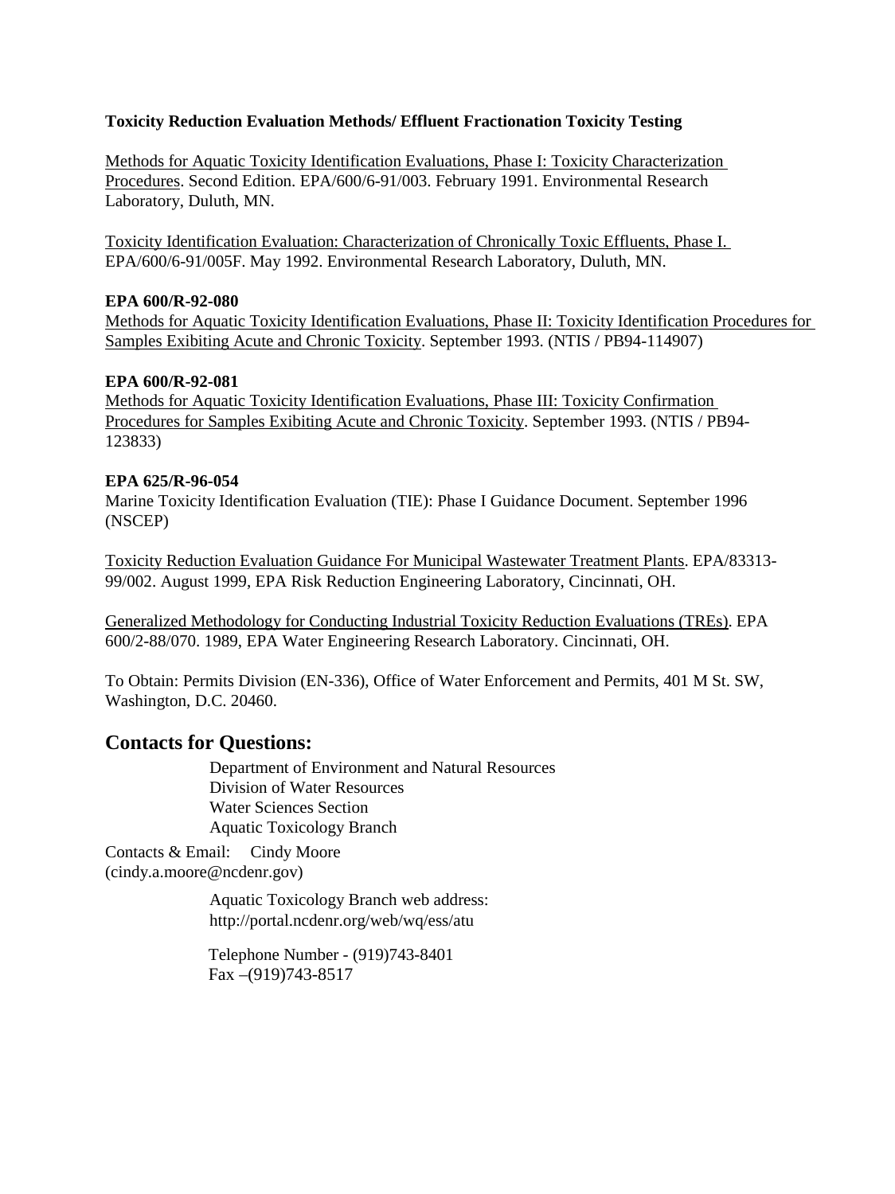**Toxicity Reduction Evaluation Methods/ Effluent Fractionation Toxicity Testing**

Methods for Aquatic Toxicity Identification Evaluations, Phase I: Toxicity Characterization Procedures. Second Edition. EPA/600/6-91/003. February 1991. Environmental Research Laboratory, Duluth, MN.

Toxicity Identification Evaluation: Characterization of Chronically Toxic Effluents, Phase I. EPA/600/6-91/005F. May 1992. Environmental Research Laboratory, Duluth, MN.

**EPA 600/R-92-080**
Methods for Aquatic Toxicity Identification Evaluations, Phase II: Toxicity Identification Procedures for Samples Exibiting Acute and Chronic Toxicity. September 1993. (NTIS / PB94-114907)

**EPA 600/R-92-081**
Methods for Aquatic Toxicity Identification Evaluations, Phase III: Toxicity Confirmation Procedures for Samples Exibiting Acute and Chronic Toxicity. September 1993. (NTIS / PB94-123833)

**EPA 625/R-96-054**
Marine Toxicity Identification Evaluation (TIE): Phase I Guidance Document. September 1996 (NSCEP)

Toxicity Reduction Evaluation Guidance For Municipal Wastewater Treatment Plants. EPA/83313-99/002. August 1999, EPA Risk Reduction Engineering Laboratory, Cincinnati, OH.

Generalized Methodology for Conducting Industrial Toxicity Reduction Evaluations (TREs). EPA 600/2-88/070. 1989, EPA Water Engineering Research Laboratory. Cincinnati, OH.

To Obtain: Permits Division (EN-336), Office of Water Enforcement and Permits, 401 M St. SW, Washington, D.C. 20460.

## Contacts for Questions:

Department of Environment and Natural Resources
Division of Water Resources
Water Sciences Section
Aquatic Toxicology Branch

Contacts & Email: Cindy Moore (cindy.a.moore@ncdenr.gov)

Aquatic Toxicology Branch web address:
http://portal.ncdenr.org/web/wq/ess/atu

Telephone Number - (919)743-8401
Fax –(919)743-8517